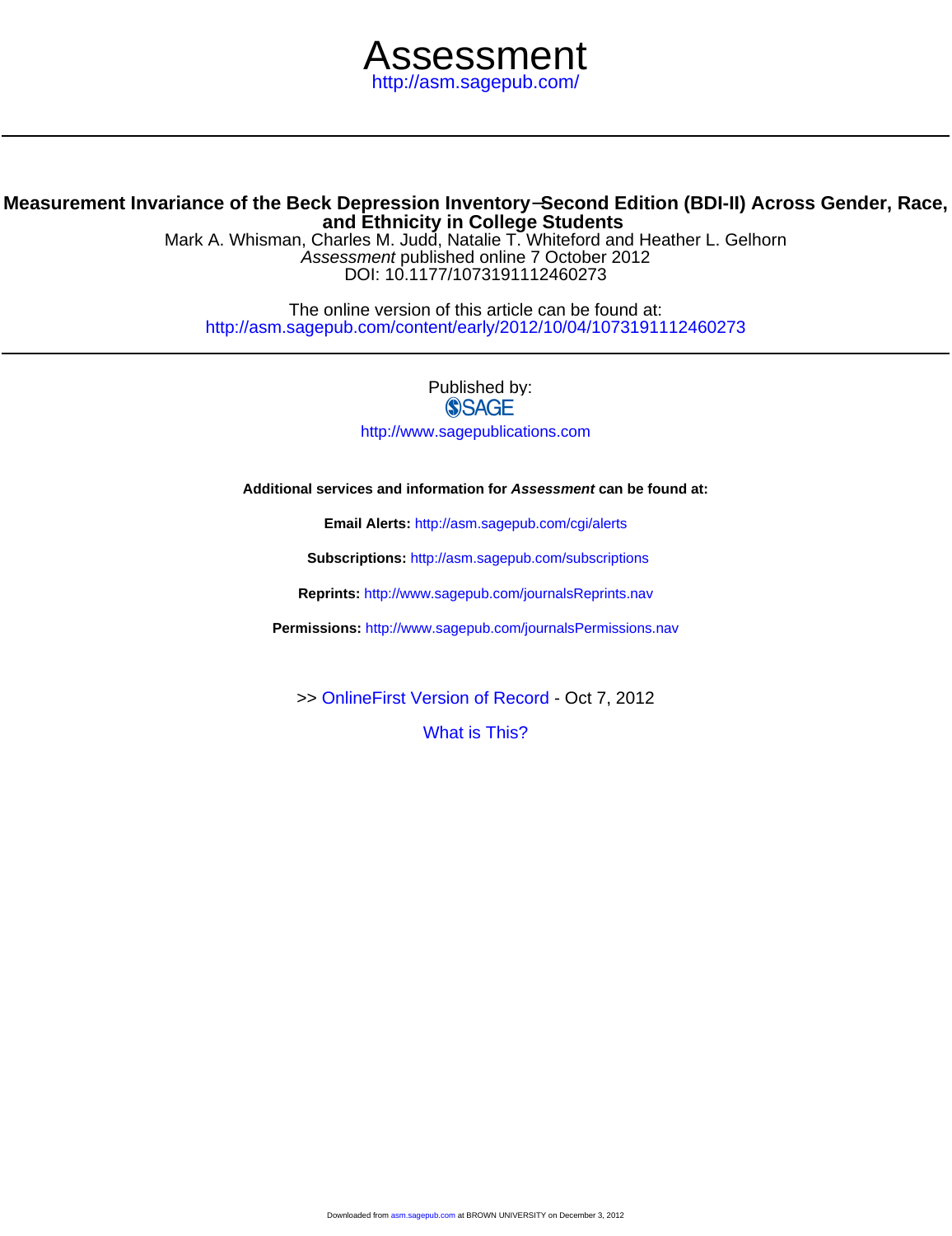# Assessment

http://asm.sagepub.com/

## Measurement Invariance of the Beck Depression Inventory−Second Edition (BDI-II) Across Gender, Race, and Ethnicity in College Students

Mark A. Whisman, Charles M. Judd, Natalie T. Whiteford and Heather L. Gelhorn

*Assessment* published online 7 October 2012

DOI: 10.1177/1073191112460273

The online version of this article can be found at:

http://asm.sagepub.com/content/early/2012/10/04/1073191112460273

Published by:

SAGE

http://www.sagepublications.com

**Additional services and information for *Assessment* can be found at:**

**Email Alerts:** http://asm.sagepub.com/cgi/alerts

**Subscriptions:** http://asm.sagepub.com/subscriptions

**Reprints:** http://www.sagepub.com/journalsReprints.nav

**Permissions:** http://www.sagepub.com/journalsPermissions.nav

>> OnlineFirst Version of Record - Oct 7, 2012

What is This?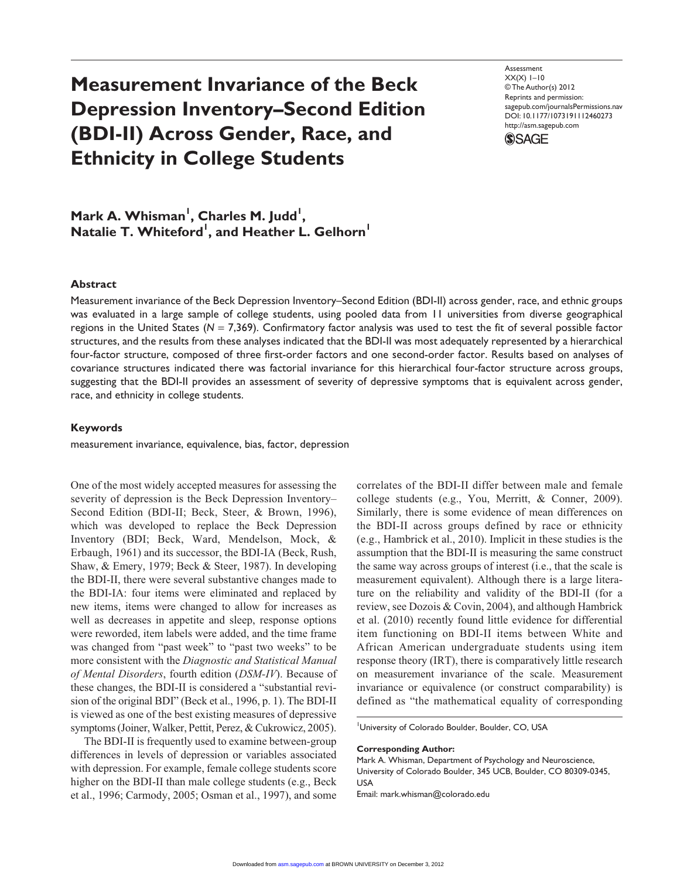# Measurement Invariance of the Beck Depression Inventory–Second Edition (BDI-II) Across Gender, Race, and Ethnicity in College Students

Assessment
XX(X) 1–10
© The Author(s) 2012
Reprints and permission:
sagepub.com/journalsPermissions.nav
DOI: 10.1177/1073191112460273
http://asm.sagepub.com

**Mark A. Whisman[1], Charles M. Judd[1], Natalie T. Whiteford[1], and Heather L. Gelhorn[1]**

## Abstract

Measurement invariance of the Beck Depression Inventory–Second Edition (BDI-II) across gender, race, and ethnic groups was evaluated in a large sample of college students, using pooled data from 11 universities from diverse geographical regions in the United States ($N = 7{,}369$). Confirmatory factor analysis was used to test the fit of several possible factor structures, and the results from these analyses indicated that the BDI-II was most adequately represented by a hierarchical four-factor structure, composed of three first-order factors and one second-order factor. Results based on analyses of covariance structures indicated there was factorial invariance for this hierarchical four-factor structure across groups, suggesting that the BDI-II provides an assessment of severity of depressive symptoms that is equivalent across gender, race, and ethnicity in college students.

## Keywords

measurement invariance, equivalence, bias, factor, depression

One of the most widely accepted measures for assessing the severity of depression is the Beck Depression Inventory–Second Edition (BDI-II; Beck, Steer, & Brown, 1996), which was developed to replace the Beck Depression Inventory (BDI; Beck, Ward, Mendelson, Mock, & Erbaugh, 1961) and its successor, the BDI-IA (Beck, Rush, Shaw, & Emery, 1979; Beck & Steer, 1987). In developing the BDI-II, there were several substantive changes made to the BDI-IA: four items were eliminated and replaced by new items, items were changed to allow for increases as well as decreases in appetite and sleep, response options were reworded, item labels were added, and the time frame was changed from "past week" to "past two weeks" to be more consistent with the *Diagnostic and Statistical Manual of Mental Disorders*, fourth edition (*DSM-IV*). Because of these changes, the BDI-II is considered a "substantial revision of the original BDI" (Beck et al., 1996, p. 1). The BDI-II is viewed as one of the best existing measures of depressive symptoms (Joiner, Walker, Pettit, Perez, & Cukrowicz, 2005).

The BDI-II is frequently used to examine between-group differences in levels of depression or variables associated with depression. For example, female college students score higher on the BDI-II than male college students (e.g., Beck et al., 1996; Carmody, 2005; Osman et al., 1997), and some correlates of the BDI-II differ between male and female college students (e.g., You, Merritt, & Conner, 2009). Similarly, there is some evidence of mean differences on the BDI-II across groups defined by race or ethnicity (e.g., Hambrick et al., 2010). Implicit in these studies is the assumption that the BDI-II is measuring the same construct the same way across groups of interest (i.e., that the scale is measurement equivalent). Although there is a large literature on the reliability and validity of the BDI-II (for a review, see Dozois & Covin, 2004), and although Hambrick et al. (2010) recently found little evidence for differential item functioning on BDI-II items between White and African American undergraduate students using item response theory (IRT), there is comparatively little research on measurement invariance of the scale. Measurement invariance or equivalence (or construct comparability) is defined as "the mathematical equality of corresponding

[1]University of Colorado Boulder, Boulder, CO, USA

**Corresponding Author:**
Mark A. Whisman, Department of Psychology and Neuroscience, University of Colorado Boulder, 345 UCB, Boulder, CO 80309-0345, USA
Email: mark.whisman@colorado.edu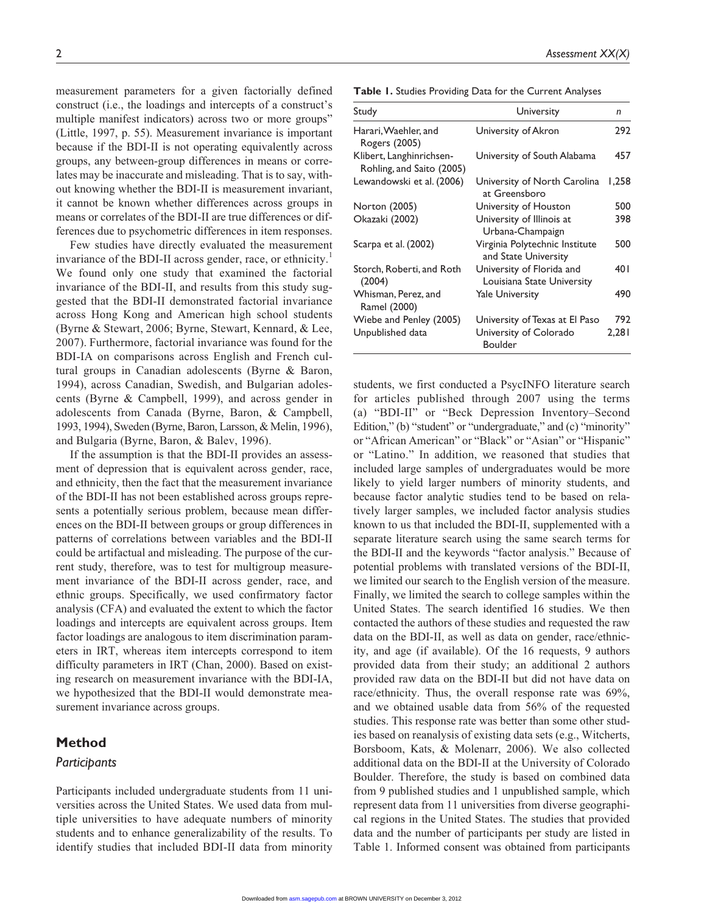measurement parameters for a given factorially defined construct (i.e., the loadings and intercepts of a construct's multiple manifest indicators) across two or more groups" (Little, 1997, p. 55). Measurement invariance is important because if the BDI-II is not operating equivalently across groups, any between-group differences in means or correlates may be inaccurate and misleading. That is to say, without knowing whether the BDI-II is measurement invariant, it cannot be known whether differences across groups in means or correlates of the BDI-II are true differences or differences due to psychometric differences in item responses.

Few studies have directly evaluated the measurement invariance of the BDI-II across gender, race, or ethnicity.[1] We found only one study that examined the factorial invariance of the BDI-II, and results from this study suggested that the BDI-II demonstrated factorial invariance across Hong Kong and American high school students (Byrne & Stewart, 2006; Byrne, Stewart, Kennard, & Lee, 2007). Furthermore, factorial invariance was found for the BDI-IA on comparisons across English and French cultural groups in Canadian adolescents (Byrne & Baron, 1994), across Canadian, Swedish, and Bulgarian adolescents (Byrne & Campbell, 1999), and across gender in adolescents from Canada (Byrne, Baron, & Campbell, 1993, 1994), Sweden (Byrne, Baron, Larsson, & Melin, 1996), and Bulgaria (Byrne, Baron, & Balev, 1996).

If the assumption is that the BDI-II provides an assessment of depression that is equivalent across gender, race, and ethnicity, then the fact that the measurement invariance of the BDI-II has not been established across groups represents a potentially serious problem, because mean differences on the BDI-II between groups or group differences in patterns of correlations between variables and the BDI-II could be artifactual and misleading. The purpose of the current study, therefore, was to test for multigroup measurement invariance of the BDI-II across gender, race, and ethnic groups. Specifically, we used confirmatory factor analysis (CFA) and evaluated the extent to which the factor loadings and intercepts are equivalent across groups. Item factor loadings are analogous to item discrimination parameters in IRT, whereas item intercepts correspond to item difficulty parameters in IRT (Chan, 2000). Based on existing research on measurement invariance with the BDI-IA, we hypothesized that the BDI-II would demonstrate measurement invariance across groups.

## Method

### *Participants*

Participants included undergraduate students from 11 universities across the United States. We used data from multiple universities to have adequate numbers of minority students and to enhance generalizability of the results. To identify studies that included BDI-II data from minority students, we first conducted a PsycINFO literature search for articles published through 2007 using the terms (a) "BDI-II" or "Beck Depression Inventory–Second Edition," (b) "student" or "undergraduate," and (c) "minority" or "African American" or "Black" or "Asian" or "Hispanic" or "Latino." In addition, we reasoned that studies that included large samples of undergraduates would be more likely to yield larger numbers of minority students, and because factor analytic studies tend to be based on relatively larger samples, we included factor analysis studies known to us that included the BDI-II, supplemented with a separate literature search using the same search terms for the BDI-II and the keywords "factor analysis." Because of potential problems with translated versions of the BDI-II, we limited our search to the English version of the measure. Finally, we limited the search to college samples within the United States. The search identified 16 studies. We then contacted the authors of these studies and requested the raw data on the BDI-II, as well as data on gender, race/ethnicity, and age (if available). Of the 16 requests, 9 authors provided data from their study; an additional 2 authors provided raw data on the BDI-II but did not have data on race/ethnicity. Thus, the overall response rate was 69%, and we obtained usable data from 56% of the requested studies. This response rate was better than some other studies based on reanalysis of existing data sets (e.g., Witcherts, Borsboom, Kats, & Molenarr, 2006). We also collected additional data on the BDI-II at the University of Colorado Boulder. Therefore, the study is based on combined data from 9 published studies and 1 unpublished sample, which represent data from 11 universities from diverse geographical regions in the United States. The studies that provided data and the number of participants per study are listed in Table 1. Informed consent was obtained from participants

**Table 1.** Studies Providing Data for the Current Analyses

| Study | University | *n* |
|---|---|---|
| Harari, Waehler, and Rogers (2005) | University of Akron | 292 |
| Klibert, Langhinrichsen-Rohling, and Saito (2005) | University of South Alabama | 457 |
| Lewandowski et al. (2006) | University of North Carolina at Greensboro | 1,258 |
| Norton (2005) | University of Houston | 500 |
| Okazaki (2002) | University of Illinois at Urbana-Champaign | 398 |
| Scarpa et al. (2002) | Virginia Polytechnic Institute and State University | 500 |
| Storch, Roberti, and Roth (2004) | University of Florida and Louisiana State University | 401 |
| Whisman, Perez, and Ramel (2000) | Yale University | 490 |
| Wiebe and Penley (2005) | University of Texas at El Paso | 792 |
| Unpublished data | University of Colorado Boulder | 2,281 |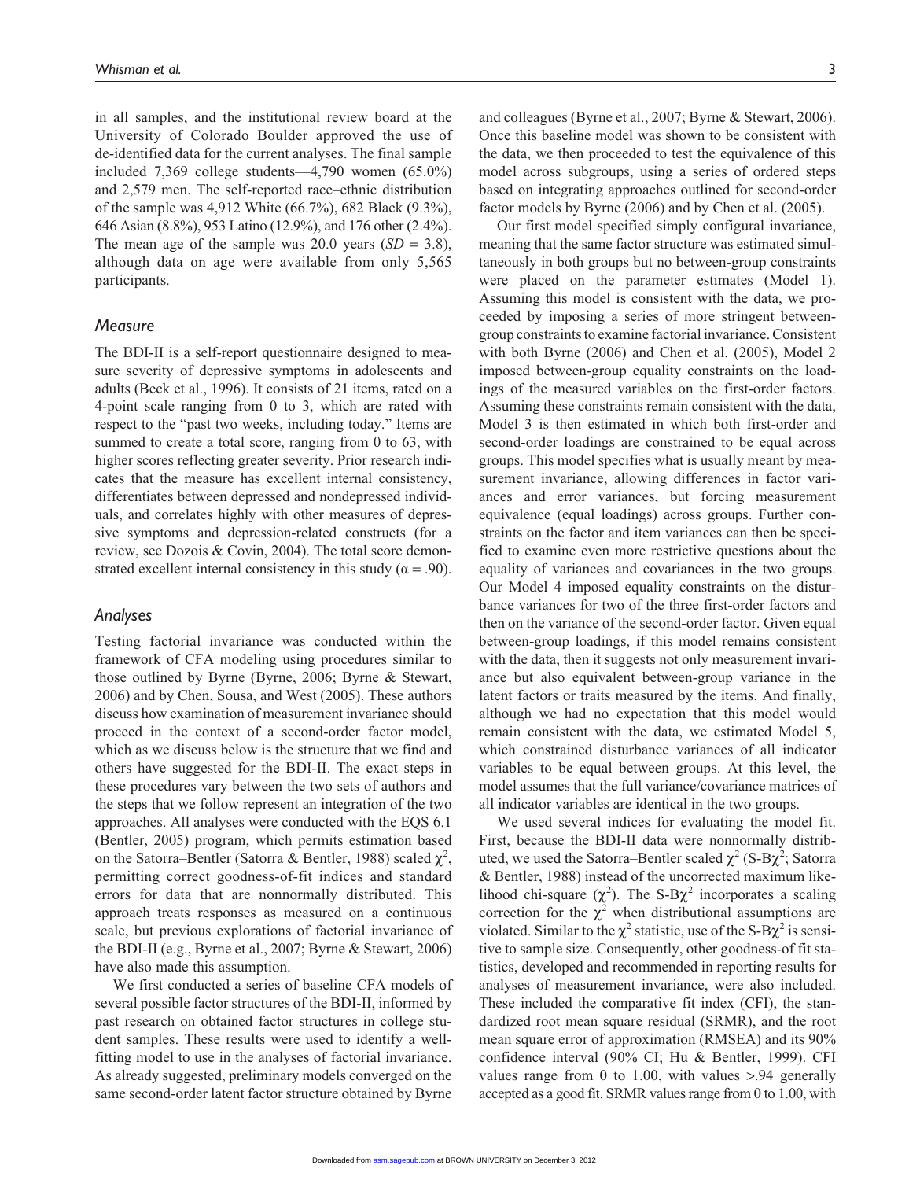in all samples, and the institutional review board at the University of Colorado Boulder approved the use of de-identified data for the current analyses. The final sample included 7,369 college students—4,790 women (65.0%) and 2,579 men. The self-reported race–ethnic distribution of the sample was 4,912 White (66.7%), 682 Black (9.3%), 646 Asian (8.8%), 953 Latino (12.9%), and 176 other (2.4%). The mean age of the sample was 20.0 years ($SD$ = 3.8), although data on age were available from only 5,565 participants.

## Measure

The BDI-II is a self-report questionnaire designed to measure severity of depressive symptoms in adolescents and adults (Beck et al., 1996). It consists of 21 items, rated on a 4-point scale ranging from 0 to 3, which are rated with respect to the "past two weeks, including today." Items are summed to create a total score, ranging from 0 to 63, with higher scores reflecting greater severity. Prior research indicates that the measure has excellent internal consistency, differentiates between depressed and nondepressed individuals, and correlates highly with other measures of depressive symptoms and depression-related constructs (for a review, see Dozois & Covin, 2004). The total score demonstrated excellent internal consistency in this study ($\alpha$ = .90).

## Analyses

Testing factorial invariance was conducted within the framework of CFA modeling using procedures similar to those outlined by Byrne (Byrne, 2006; Byrne & Stewart, 2006) and by Chen, Sousa, and West (2005). These authors discuss how examination of measurement invariance should proceed in the context of a second-order factor model, which as we discuss below is the structure that we find and others have suggested for the BDI-II. The exact steps in these procedures vary between the two sets of authors and the steps that we follow represent an integration of the two approaches. All analyses were conducted with the EQS 6.1 (Bentler, 2005) program, which permits estimation based on the Satorra–Bentler (Satorra & Bentler, 1988) scaled $\chi^2$, permitting correct goodness-of-fit indices and standard errors for data that are nonnormally distributed. This approach treats responses as measured on a continuous scale, but previous explorations of factorial invariance of the BDI-II (e.g., Byrne et al., 2007; Byrne & Stewart, 2006) have also made this assumption.

We first conducted a series of baseline CFA models of several possible factor structures of the BDI-II, informed by past research on obtained factor structures in college student samples. These results were used to identify a well-fitting model to use in the analyses of factorial invariance. As already suggested, preliminary models converged on the same second-order latent factor structure obtained by Byrne and colleagues (Byrne et al., 2007; Byrne & Stewart, 2006). Once this baseline model was shown to be consistent with the data, we then proceeded to test the equivalence of this model across subgroups, using a series of ordered steps based on integrating approaches outlined for second-order factor models by Byrne (2006) and by Chen et al. (2005).

Our first model specified simply configural invariance, meaning that the same factor structure was estimated simultaneously in both groups but no between-group constraints were placed on the parameter estimates (Model 1). Assuming this model is consistent with the data, we proceeded by imposing a series of more stringent between-group constraints to examine factorial invariance. Consistent with both Byrne (2006) and Chen et al. (2005), Model 2 imposed between-group equality constraints on the loadings of the measured variables on the first-order factors. Assuming these constraints remain consistent with the data, Model 3 is then estimated in which both first-order and second-order loadings are constrained to be equal across groups. This model specifies what is usually meant by measurement invariance, allowing differences in factor variances and error variances, but forcing measurement equivalence (equal loadings) across groups. Further constraints on the factor and item variances can then be specified to examine even more restrictive questions about the equality of variances and covariances in the two groups. Our Model 4 imposed equality constraints on the disturbance variances for two of the three first-order factors and then on the variance of the second-order factor. Given equal between-group loadings, if this model remains consistent with the data, then it suggests not only measurement invariance but also equivalent between-group variance in the latent factors or traits measured by the items. And finally, although we had no expectation that this model would remain consistent with the data, we estimated Model 5, which constrained disturbance variances of all indicator variables to be equal between groups. At this level, the model assumes that the full variance/covariance matrices of all indicator variables are identical in the two groups.

We used several indices for evaluating the model fit. First, because the BDI-II data were nonnormally distributed, we used the Satorra–Bentler scaled $\chi^2$ (S-B$\chi^2$; Satorra & Bentler, 1988) instead of the uncorrected maximum likelihood chi-square ($\chi^2$). The S-B$\chi^2$ incorporates a scaling correction for the $\chi^2$ when distributional assumptions are violated. Similar to the $\chi^2$ statistic, use of the S-B$\chi^2$ is sensitive to sample size. Consequently, other goodness-of-fit statistics, developed and recommended in reporting results for analyses of measurement invariance, were also included. These included the comparative fit index (CFI), the standardized root mean square residual (SRMR), and the root mean square error of approximation (RMSEA) and its 90% confidence interval (90% CI; Hu & Bentler, 1999). CFI values range from 0 to 1.00, with values >.94 generally accepted as a good fit. SRMR values range from 0 to 1.00, with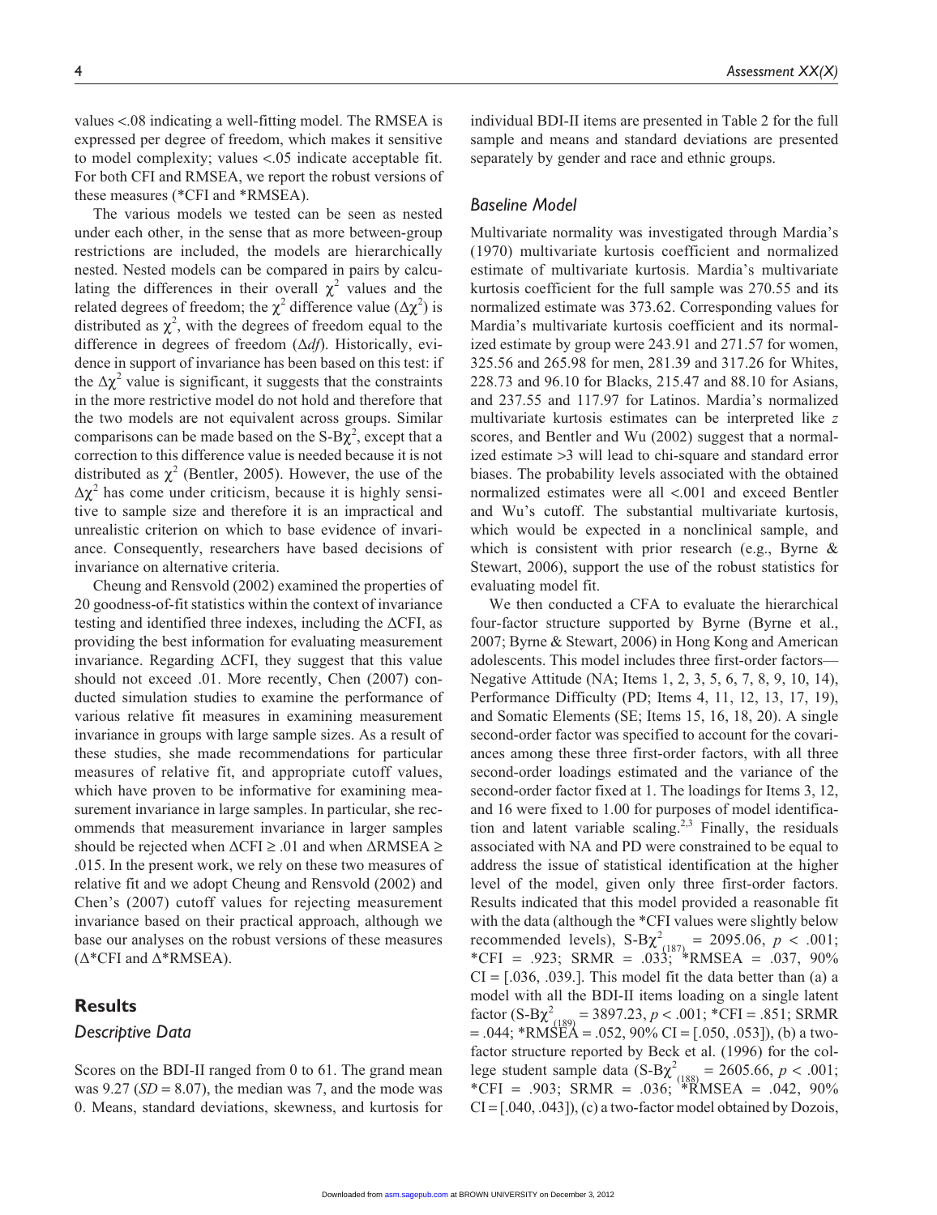values <.08 indicating a well-fitting model. The RMSEA is expressed per degree of freedom, which makes it sensitive to model complexity; values <.05 indicate acceptable fit. For both CFI and RMSEA, we report the robust versions of these measures (*CFI and *RMSEA).

The various models we tested can be seen as nested under each other, in the sense that as more between-group restrictions are included, the models are hierarchically nested. Nested models can be compared in pairs by calculating the differences in their overall $\chi^2$ values and the related degrees of freedom; the $\chi^2$ difference value ($\Delta\chi^2$) is distributed as $\chi^2$, with the degrees of freedom equal to the difference in degrees of freedom ($\Delta df$). Historically, evidence in support of invariance has been based on this test: if the $\Delta\chi^2$ value is significant, it suggests that the constraints in the more restrictive model do not hold and therefore that the two models are not equivalent across groups. Similar comparisons can be made based on the S-B$\chi^2$, except that a correction to this difference value is needed because it is not distributed as $\chi^2$ (Bentler, 2005). However, the use of the $\Delta\chi^2$ has come under criticism, because it is highly sensitive to sample size and therefore it is an impractical and unrealistic criterion on which to base evidence of invariance. Consequently, researchers have based decisions of invariance on alternative criteria.

Cheung and Rensvold (2002) examined the properties of 20 goodness-of-fit statistics within the context of invariance testing and identified three indexes, including the ΔCFI, as providing the best information for evaluating measurement invariance. Regarding ΔCFI, they suggest that this value should not exceed .01. More recently, Chen (2007) conducted simulation studies to examine the performance of various relative fit measures in examining measurement invariance in groups with large sample sizes. As a result of these studies, she made recommendations for particular measures of relative fit, and appropriate cutoff values, which have proven to be informative for examining measurement invariance in large samples. In particular, she recommends that measurement invariance in larger samples should be rejected when ΔCFI ≥ .01 and when ΔRMSEA ≥ .015. In the present work, we rely on these two measures of relative fit and we adopt Cheung and Rensvold (2002) and Chen's (2007) cutoff values for rejecting measurement invariance based on their practical approach, although we base our analyses on the robust versions of these measures (Δ*CFI and Δ*RMSEA).

## Results

### Descriptive Data

Scores on the BDI-II ranged from 0 to 61. The grand mean was 9.27 ($SD$ = 8.07), the median was 7, and the mode was 0. Means, standard deviations, skewness, and kurtosis for individual BDI-II items are presented in Table 2 for the full sample and means and standard deviations are presented separately by gender and race and ethnic groups.

### Baseline Model

Multivariate normality was investigated through Mardia's (1970) multivariate kurtosis coefficient and normalized estimate of multivariate kurtosis. Mardia's multivariate kurtosis coefficient for the full sample was 270.55 and its normalized estimate was 373.62. Corresponding values for Mardia's multivariate kurtosis coefficient and its normalized estimate by group were 243.91 and 271.57 for women, 325.56 and 265.98 for men, 281.39 and 317.26 for Whites, 228.73 and 96.10 for Blacks, 215.47 and 88.10 for Asians, and 237.55 and 117.97 for Latinos. Mardia's normalized multivariate kurtosis estimates can be interpreted like $z$ scores, and Bentler and Wu (2002) suggest that a normalized estimate >3 will lead to chi-square and standard error biases. The probability levels associated with the obtained normalized estimates were all <.001 and exceed Bentler and Wu's cutoff. The substantial multivariate kurtosis, which would be expected in a nonclinical sample, and which is consistent with prior research (e.g., Byrne & Stewart, 2006), support the use of the robust statistics for evaluating model fit.

We then conducted a CFA to evaluate the hierarchical four-factor structure supported by Byrne (Byrne et al., 2007; Byrne & Stewart, 2006) in Hong Kong and American adolescents. This model includes three first-order factors—Negative Attitude (NA; Items 1, 2, 3, 5, 6, 7, 8, 9, 10, 14), Performance Difficulty (PD; Items 4, 11, 12, 13, 17, 19), and Somatic Elements (SE; Items 15, 16, 18, 20). A single second-order factor was specified to account for the covariances among these three first-order factors, with all three second-order loadings estimated and the variance of the second-order factor fixed at 1. The loadings for Items 3, 12, and 16 were fixed to 1.00 for purposes of model identification and latent variable scaling.[2,3] Finally, the residuals associated with NA and PD were constrained to be equal to address the issue of statistical identification at the higher level of the model, given only three first-order factors. Results indicated that this model provided a reasonable fit with the data (although the *CFI values were slightly below recommended levels), S-B$\chi^2_{(187)}$ = 2095.06, $p$ < .001; *CFI = .923; SRMR = .033; *RMSEA = .037, 90% CI = [.036, .039.]. This model fit the data better than (a) a model with all the BDI-II items loading on a single latent factor (S-B$\chi^2_{(189)}$ = 3897.23, $p$ < .001; *CFI = .851; SRMR = .044; *RMSEA = .052, 90% CI = [.050, .053]), (b) a two-factor structure reported by Beck et al. (1996) for the college student sample data (S-B$\chi^2_{(188)}$ = 2605.66, $p$ < .001; *CFI = .903; SRMR = .036; *RMSEA = .042, 90% CI = [.040, .043]), (c) a two-factor model obtained by Dozois,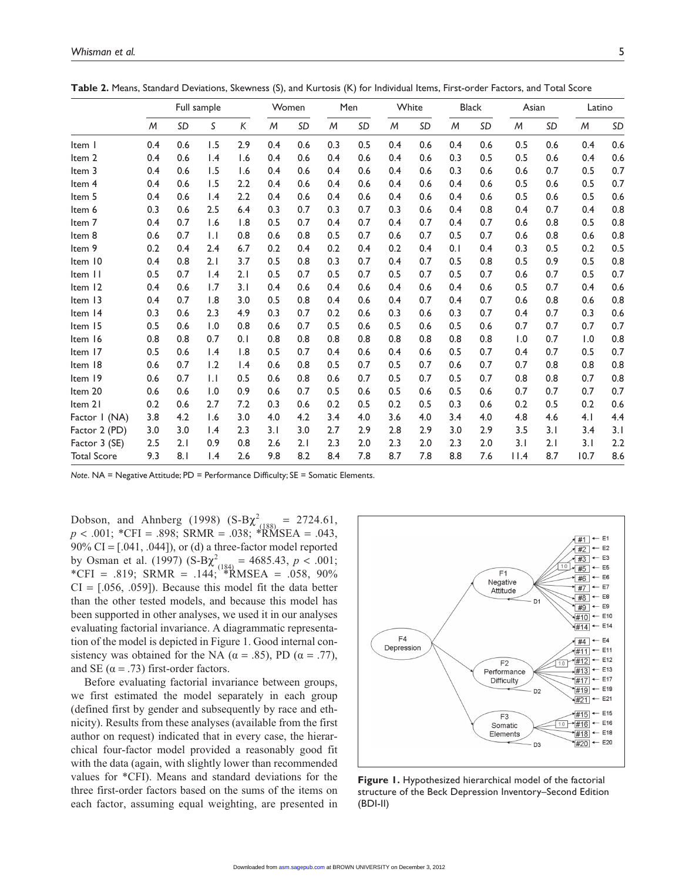**Table 2.** Means, Standard Deviations, Skewness (S), and Kurtosis (K) for Individual Items, First-order Factors, and Total Score

| | Full sample | | | | Women | | Men | | White | | Black | | Asian | | Latino | |
|---|---|---|---|---|---|---|---|---|---|---|---|---|---|---|---|---|
| | *M* | *SD* | *S* | *K* | *M* | *SD* | *M* | *SD* | *M* | *SD* | *M* | *SD* | *M* | *SD* | *M* | *SD* |
| Item 1 | 0.4 | 0.6 | 1.5 | 2.9 | 0.4 | 0.6 | 0.3 | 0.5 | 0.4 | 0.6 | 0.4 | 0.6 | 0.5 | 0.6 | 0.4 | 0.6 |
| Item 2 | 0.4 | 0.6 | 1.4 | 1.6 | 0.4 | 0.6 | 0.4 | 0.6 | 0.4 | 0.6 | 0.3 | 0.5 | 0.5 | 0.6 | 0.4 | 0.6 |
| Item 3 | 0.4 | 0.6 | 1.5 | 1.6 | 0.4 | 0.6 | 0.4 | 0.6 | 0.4 | 0.6 | 0.3 | 0.6 | 0.6 | 0.7 | 0.5 | 0.7 |
| Item 4 | 0.4 | 0.6 | 1.5 | 2.2 | 0.4 | 0.6 | 0.4 | 0.6 | 0.4 | 0.6 | 0.4 | 0.6 | 0.5 | 0.6 | 0.5 | 0.7 |
| Item 5 | 0.4 | 0.6 | 1.4 | 2.2 | 0.4 | 0.6 | 0.4 | 0.6 | 0.4 | 0.6 | 0.4 | 0.6 | 0.5 | 0.6 | 0.5 | 0.6 |
| Item 6 | 0.3 | 0.6 | 2.5 | 6.4 | 0.3 | 0.7 | 0.3 | 0.7 | 0.3 | 0.6 | 0.4 | 0.8 | 0.4 | 0.7 | 0.4 | 0.8 |
| Item 7 | 0.4 | 0.7 | 1.6 | 1.8 | 0.5 | 0.7 | 0.4 | 0.7 | 0.4 | 0.7 | 0.4 | 0.7 | 0.6 | 0.8 | 0.5 | 0.8 |
| Item 8 | 0.6 | 0.7 | 1.1 | 0.8 | 0.6 | 0.8 | 0.5 | 0.7 | 0.6 | 0.7 | 0.5 | 0.7 | 0.6 | 0.8 | 0.6 | 0.8 |
| Item 9 | 0.2 | 0.4 | 2.4 | 6.7 | 0.2 | 0.4 | 0.2 | 0.4 | 0.2 | 0.4 | 0.1 | 0.4 | 0.3 | 0.5 | 0.2 | 0.5 |
| Item 10 | 0.4 | 0.8 | 2.1 | 3.7 | 0.5 | 0.8 | 0.3 | 0.7 | 0.4 | 0.7 | 0.5 | 0.8 | 0.5 | 0.9 | 0.5 | 0.8 |
| Item 11 | 0.5 | 0.7 | 1.4 | 2.1 | 0.5 | 0.7 | 0.5 | 0.7 | 0.5 | 0.7 | 0.5 | 0.7 | 0.6 | 0.7 | 0.5 | 0.7 |
| Item 12 | 0.4 | 0.6 | 1.7 | 3.1 | 0.4 | 0.6 | 0.4 | 0.6 | 0.4 | 0.6 | 0.4 | 0.6 | 0.5 | 0.7 | 0.4 | 0.6 |
| Item 13 | 0.4 | 0.7 | 1.8 | 3.0 | 0.5 | 0.8 | 0.4 | 0.6 | 0.4 | 0.7 | 0.4 | 0.7 | 0.6 | 0.8 | 0.6 | 0.8 |
| Item 14 | 0.3 | 0.6 | 2.3 | 4.9 | 0.3 | 0.7 | 0.2 | 0.6 | 0.3 | 0.6 | 0.3 | 0.7 | 0.4 | 0.7 | 0.3 | 0.6 |
| Item 15 | 0.5 | 0.6 | 1.0 | 0.8 | 0.6 | 0.7 | 0.5 | 0.6 | 0.5 | 0.6 | 0.5 | 0.6 | 0.7 | 0.7 | 0.7 | 0.7 |
| Item 16 | 0.8 | 0.8 | 0.7 | 0.1 | 0.8 | 0.8 | 0.8 | 0.8 | 0.8 | 0.8 | 0.8 | 0.8 | 1.0 | 0.7 | 1.0 | 0.8 |
| Item 17 | 0.5 | 0.6 | 1.4 | 1.8 | 0.5 | 0.7 | 0.4 | 0.6 | 0.4 | 0.6 | 0.5 | 0.7 | 0.4 | 0.7 | 0.5 | 0.7 |
| Item 18 | 0.6 | 0.7 | 1.2 | 1.4 | 0.6 | 0.8 | 0.5 | 0.7 | 0.5 | 0.7 | 0.6 | 0.7 | 0.7 | 0.8 | 0.8 | 0.8 |
| Item 19 | 0.6 | 0.7 | 1.1 | 0.5 | 0.6 | 0.8 | 0.6 | 0.7 | 0.5 | 0.7 | 0.5 | 0.7 | 0.8 | 0.8 | 0.7 | 0.8 |
| Item 20 | 0.6 | 0.6 | 1.0 | 0.9 | 0.6 | 0.7 | 0.5 | 0.6 | 0.5 | 0.6 | 0.5 | 0.6 | 0.7 | 0.7 | 0.7 | 0.7 |
| Item 21 | 0.2 | 0.6 | 2.7 | 7.2 | 0.3 | 0.6 | 0.2 | 0.5 | 0.2 | 0.5 | 0.3 | 0.6 | 0.2 | 0.5 | 0.2 | 0.6 |
| Factor 1 (NA) | 3.8 | 4.2 | 1.6 | 3.0 | 4.0 | 4.2 | 3.4 | 4.0 | 3.6 | 4.0 | 3.4 | 4.0 | 4.8 | 4.6 | 4.1 | 4.4 |
| Factor 2 (PD) | 3.0 | 3.0 | 1.4 | 2.3 | 3.1 | 3.0 | 2.7 | 2.9 | 2.8 | 2.9 | 3.0 | 2.9 | 3.5 | 3.1 | 3.4 | 3.1 |
| Factor 3 (SE) | 2.5 | 2.1 | 0.9 | 0.8 | 2.6 | 2.1 | 2.3 | 2.0 | 2.3 | 2.0 | 2.3 | 2.0 | 3.1 | 2.1 | 3.1 | 2.2 |
| Total Score | 9.3 | 8.1 | 1.4 | 2.6 | 9.8 | 8.2 | 8.4 | 7.8 | 8.7 | 7.8 | 8.8 | 7.6 | 11.4 | 8.7 | 10.7 | 8.6 |

*Note.* NA = Negative Attitude; PD = Performance Difficulty; SE = Somatic Elements.

Dobson, and Ahnberg (1998) (S-B$\chi^2_{(188)}$ = 2724.61, $p$ < .001; *CFI = .898; SRMR = .038; *RMSEA = .043, 90% CI = [.041, .044]), or (d) a three-factor model reported by Osman et al. (1997) (S-B$\chi^2_{(184)}$ = 4685.43, $p$ < .001; *CFI = .819; SRMR = .144; *RMSEA = .058, 90% CI = [.056, .059]). Because this model fit the data better than the other tested models, and because this model has been supported in other analyses, we used it in our analyses evaluating factorial invariance. A diagrammatic representation of the model is depicted in Figure 1. Good internal consistency was obtained for the NA (α = .85), PD (α = .77), and SE (α = .73) first-order factors.

Before evaluating factorial invariance between groups, we first estimated the model separately in each group (defined first by gender and subsequently by race and ethnicity). Results from these analyses (available from the first author on request) indicated that in every case, the hierarchical four-factor model provided a reasonably good fit with the data (again, with slightly lower than recommended values for *CFI). Means and standard deviations for the three first-order factors based on the sums of the items on each factor, assuming equal weighting, are presented in

**Figure 1.** Hypothesized hierarchical model of the factorial structure of the Beck Depression Inventory–Second Edition (BDI-II)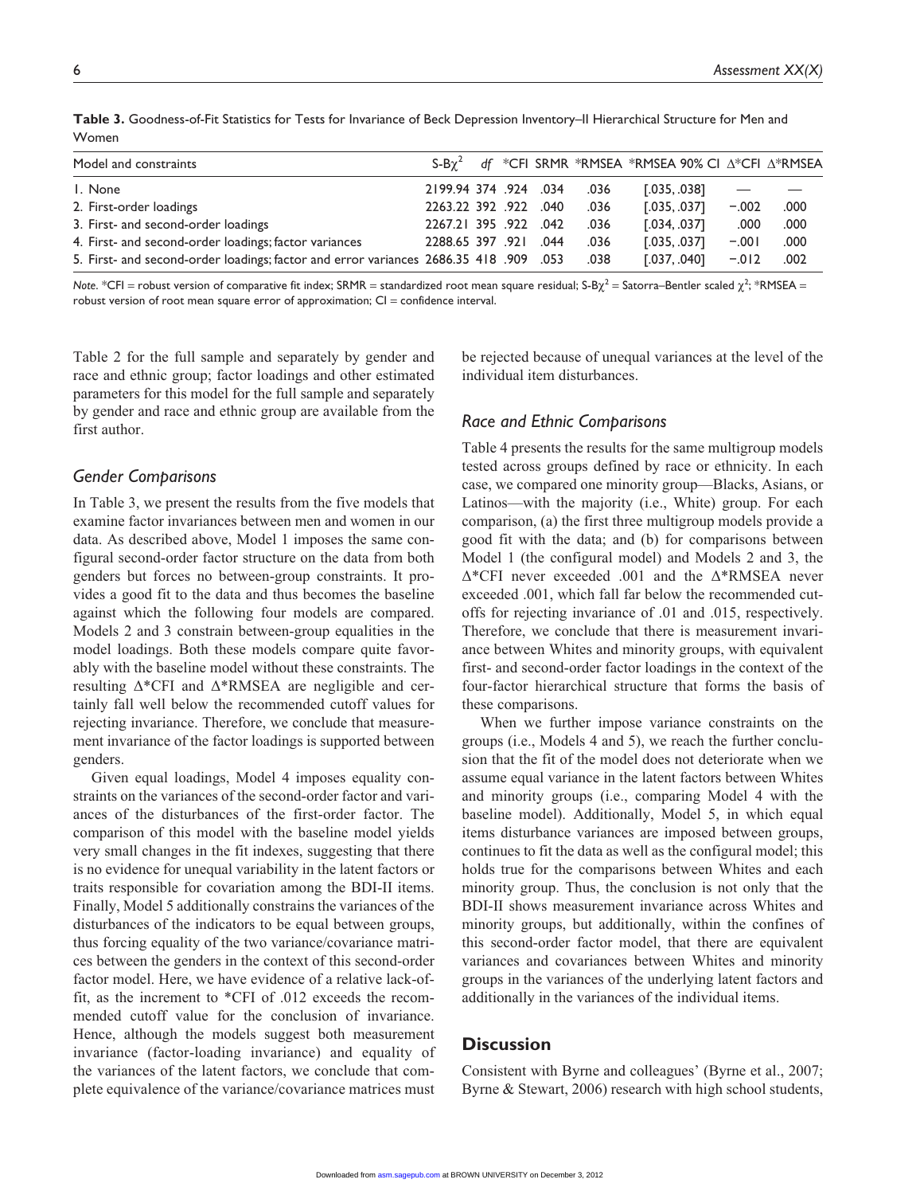**Table 3.** Goodness-of-Fit Statistics for Tests for Invariance of Beck Depression Inventory–II Hierarchical Structure for Men and Women

| Model and constraints | S-B$\chi^2$ | *df* | *CFI | SRMR | *RMSEA | *RMSEA 90% CI | Δ*CFI | Δ*RMSEA |
|---|---|---|---|---|---|---|---|---|
| 1. None | 2199.94 | 374 | .924 | .034 | .036 | [.035, .038] | — | — |
| 2. First-order loadings | 2263.22 | 392 | .922 | .040 | .036 | [.035, .037] | −.002 | .000 |
| 3. First- and second-order loadings | 2267.21 | 395 | .922 | .042 | .036 | [.034, .037] | .000 | .000 |
| 4. First- and second-order loadings; factor variances | 2288.65 | 397 | .921 | .044 | .036 | [.035, .037] | −.001 | .000 |
| 5. First- and second-order loadings; factor and error variances | 2686.35 | 418 | .909 | .053 | .038 | [.037, .040] | −.012 | .002 |

*Note*. *CFI = robust version of comparative fit index; SRMR = standardized root mean square residual; S-B$\chi^2$ = Satorra–Bentler scaled $\chi^2$; *RMSEA = robust version of root mean square error of approximation; CI = confidence interval.

Table 2 for the full sample and separately by gender and race and ethnic group; factor loadings and other estimated parameters for this model for the full sample and separately by gender and race and ethnic group are available from the first author.

### *Gender Comparisons*

In Table 3, we present the results from the five models that examine factor invariances between men and women in our data. As described above, Model 1 imposes the same configural second-order factor structure on the data from both genders but forces no between-group constraints. It provides a good fit to the data and thus becomes the baseline against which the following four models are compared. Models 2 and 3 constrain between-group equalities in the model loadings. Both these models compare quite favorably with the baseline model without these constraints. The resulting Δ*CFI and Δ*RMSEA are negligible and certainly fall well below the recommended cutoff values for rejecting invariance. Therefore, we conclude that measurement invariance of the factor loadings is supported between genders.

Given equal loadings, Model 4 imposes equality constraints on the variances of the second-order factor and variances of the disturbances of the first-order factor. The comparison of this model with the baseline model yields very small changes in the fit indexes, suggesting that there is no evidence for unequal variability in the latent factors or traits responsible for covariation among the BDI-II items. Finally, Model 5 additionally constrains the variances of the disturbances of the indicators to be equal between groups, thus forcing equality of the two variance/covariance matrices between the genders in the context of this second-order factor model. Here, we have evidence of a relative lack-of-fit, as the increment to *CFI of .012 exceeds the recommended cutoff value for the conclusion of invariance. Hence, although the models suggest both measurement invariance (factor-loading invariance) and equality of the variances of the latent factors, we conclude that complete equivalence of the variance/covariance matrices must be rejected because of unequal variances at the level of the individual item disturbances.

### *Race and Ethnic Comparisons*

Table 4 presents the results for the same multigroup models tested across groups defined by race or ethnicity. In each case, we compared one minority group—Blacks, Asians, or Latinos—with the majority (i.e., White) group. For each comparison, (a) the first three multigroup models provide a good fit with the data; and (b) for comparisons between Model 1 (the configural model) and Models 2 and 3, the Δ*CFI never exceeded .001 and the Δ*RMSEA never exceeded .001, which fall far below the recommended cutoffs for rejecting invariance of .01 and .015, respectively. Therefore, we conclude that there is measurement invariance between Whites and minority groups, with equivalent first- and second-order factor loadings in the context of the four-factor hierarchical structure that forms the basis of these comparisons.

When we further impose variance constraints on the groups (i.e., Models 4 and 5), we reach the further conclusion that the fit of the model does not deteriorate when we assume equal variance in the latent factors between Whites and minority groups (i.e., comparing Model 4 with the baseline model). Additionally, Model 5, in which equal items disturbance variances are imposed between groups, continues to fit the data as well as the configural model; this holds true for the comparisons between Whites and each minority group. Thus, the conclusion is not only that the BDI-II shows measurement invariance across Whites and minority groups, but additionally, within the confines of this second-order factor model, that there are equivalent variances and covariances between Whites and minority groups in the variances of the underlying latent factors and additionally in the variances of the individual items.

## Discussion

Consistent with Byrne and colleagues' (Byrne et al., 2007; Byrne & Stewart, 2006) research with high school students,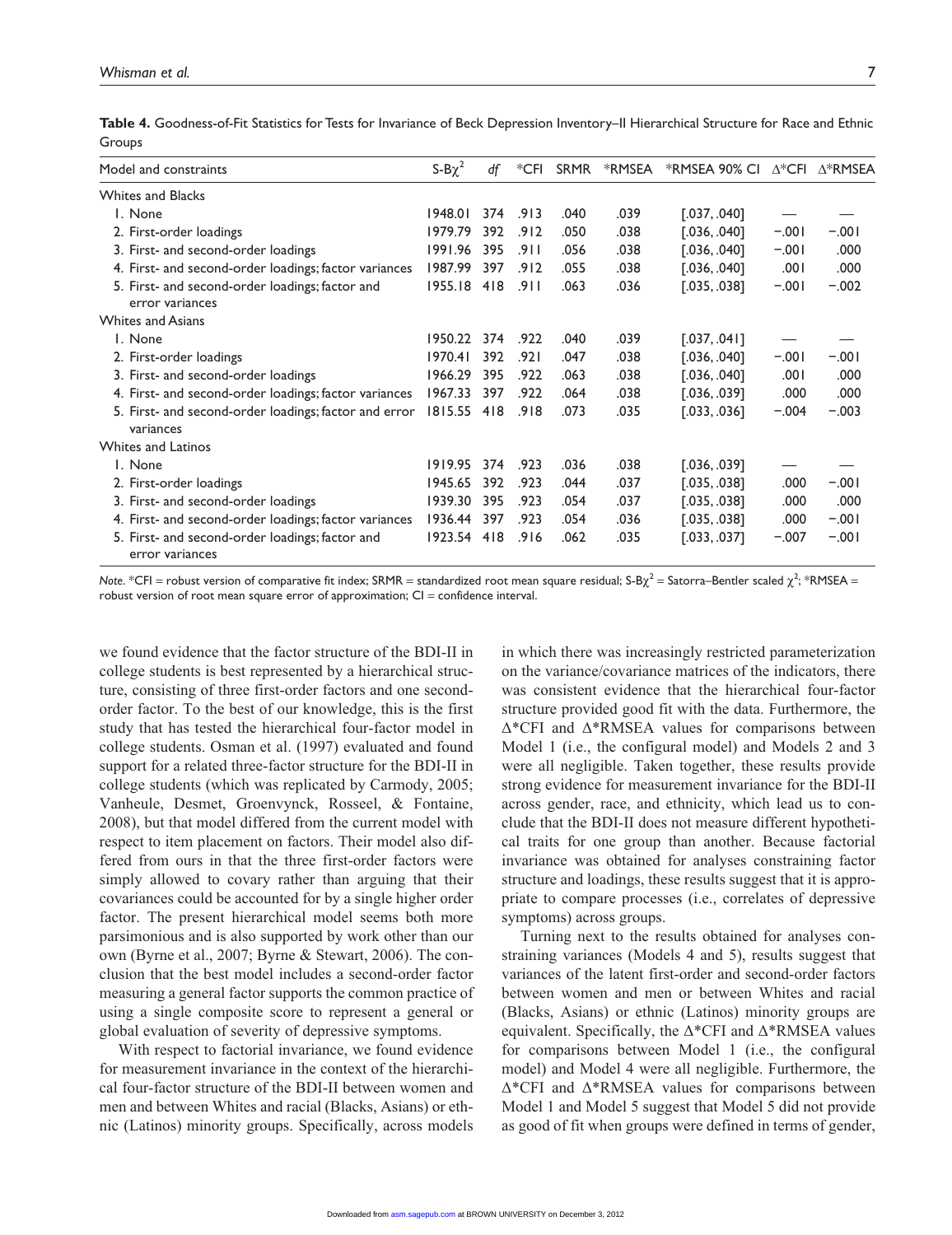**Table 4.** Goodness-of-Fit Statistics for Tests for Invariance of Beck Depression Inventory–II Hierarchical Structure for Race and Ethnic Groups

| Model and constraints | S-B$\chi^2$ | *df* | *CFI | SRMR | *RMSEA | *RMSEA 90% CI | Δ*CFI | Δ*RMSEA |
|---|---|---|---|---|---|---|---|---|
| Whites and Blacks | | | | | | | | |
| 1. None | 1948.01 | 374 | .913 | .040 | .039 | [.037, .040] | — | — |
| 2. First-order loadings | 1979.79 | 392 | .912 | .050 | .038 | [.036, .040] | −.001 | −.001 |
| 3. First- and second-order loadings | 1991.96 | 395 | .911 | .056 | .038 | [.036, .040] | −.001 | .000 |
| 4. First- and second-order loadings; factor variances | 1987.99 | 397 | .912 | .055 | .038 | [.036, .040] | .001 | .000 |
| 5. First- and second-order loadings; factor and error variances | 1955.18 | 418 | .911 | .063 | .036 | [.035, .038] | −.001 | −.002 |
| Whites and Asians | | | | | | | | |
| 1. None | 1950.22 | 374 | .922 | .040 | .039 | [.037, .041] | — | — |
| 2. First-order loadings | 1970.41 | 392 | .921 | .047 | .038 | [.036, .040] | −.001 | −.001 |
| 3. First- and second-order loadings | 1966.29 | 395 | .922 | .063 | .038 | [.036, .040] | .001 | .000 |
| 4. First- and second-order loadings; factor variances | 1967.33 | 397 | .922 | .064 | .038 | [.036, .039] | .000 | .000 |
| 5. First- and second-order loadings; factor and error variances | 1815.55 | 418 | .918 | .073 | .035 | [.033, .036] | −.004 | −.003 |
| Whites and Latinos | | | | | | | | |
| 1. None | 1919.95 | 374 | .923 | .036 | .038 | [.036, .039] | — | — |
| 2. First-order loadings | 1945.65 | 392 | .923 | .044 | .037 | [.035, .038] | .000 | −.001 |
| 3. First- and second-order loadings | 1939.30 | 395 | .923 | .054 | .037 | [.035, .038] | .000 | .000 |
| 4. First- and second-order loadings; factor variances | 1936.44 | 397 | .923 | .054 | .036 | [.035, .038] | .000 | −.001 |
| 5. First- and second-order loadings; factor and error variances | 1923.54 | 418 | .916 | .062 | .035 | [.033, .037] | −.007 | −.001 |

*Note.* *CFI = robust version of comparative fit index; SRMR = standardized root mean square residual; S-B$\chi^2$ = Satorra–Bentler scaled $\chi^2$; *RMSEA = robust version of root mean square error of approximation; CI = confidence interval.

we found evidence that the factor structure of the BDI-II in college students is best represented by a hierarchical structure, consisting of three first-order factors and one second-order factor. To the best of our knowledge, this is the first study that has tested the hierarchical four-factor model in college students. Osman et al. (1997) evaluated and found support for a related three-factor structure for the BDI-II in college students (which was replicated by Carmody, 2005; Vanheule, Desmet, Groenvynck, Rosseel, & Fontaine, 2008), but that model differed from the current model with respect to item placement on factors. Their model also differed from ours in that the three first-order factors were simply allowed to covary rather than arguing that their covariances could be accounted for by a single higher order factor. The present hierarchical model seems both more parsimonious and is also supported by work other than our own (Byrne et al., 2007; Byrne & Stewart, 2006). The conclusion that the best model includes a second-order factor measuring a general factor supports the common practice of using a single composite score to represent a general or global evaluation of severity of depressive symptoms.

With respect to factorial invariance, we found evidence for measurement invariance in the context of the hierarchical four-factor structure of the BDI-II between women and men and between Whites and racial (Blacks, Asians) or ethnic (Latinos) minority groups. Specifically, across models in which there was increasingly restricted parameterization on the variance/covariance matrices of the indicators, there was consistent evidence that the hierarchical four-factor structure provided good fit with the data. Furthermore, the Δ*CFI and Δ*RMSEA values for comparisons between Model 1 (i.e., the configural model) and Models 2 and 3 were all negligible. Taken together, these results provide strong evidence for measurement invariance for the BDI-II across gender, race, and ethnicity, which lead us to conclude that the BDI-II does not measure different hypothetical traits for one group than another. Because factorial invariance was obtained for analyses constraining factor structure and loadings, these results suggest that it is appropriate to compare processes (i.e., correlates of depressive symptoms) across groups.

Turning next to the results obtained for analyses constraining variances (Models 4 and 5), results suggest that variances of the latent first-order and second-order factors between women and men or between Whites and racial (Blacks, Asians) or ethnic (Latinos) minority groups are equivalent. Specifically, the Δ*CFI and Δ*RMSEA values for comparisons between Model 1 (i.e., the configural model) and Model 4 were all negligible. Furthermore, the Δ*CFI and Δ*RMSEA values for comparisons between Model 1 and Model 5 suggest that Model 5 did not provide as good of fit when groups were defined in terms of gender,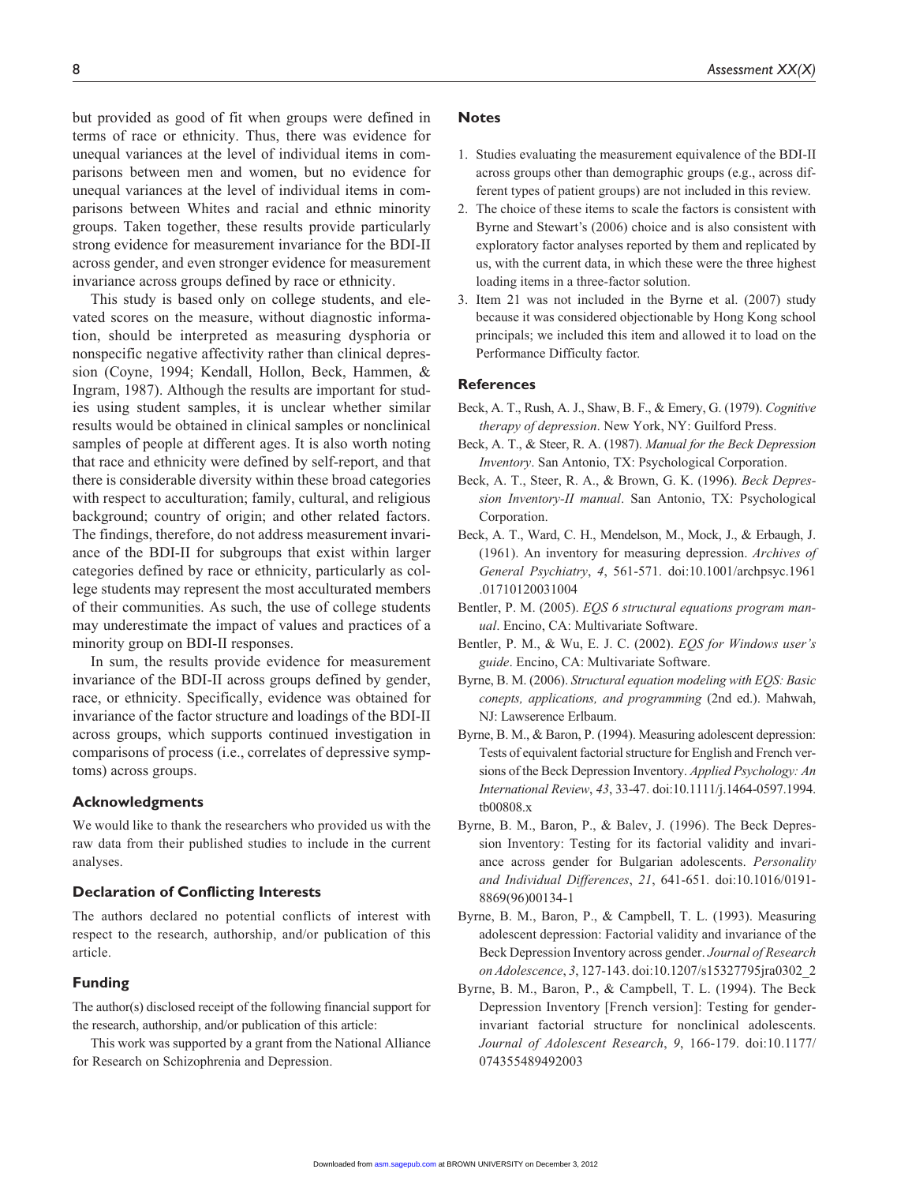but provided as good of fit when groups were defined in terms of race or ethnicity. Thus, there was evidence for unequal variances at the level of individual items in comparisons between men and women, but no evidence for unequal variances at the level of individual items in comparisons between Whites and racial and ethnic minority groups. Taken together, these results provide particularly strong evidence for measurement invariance for the BDI-II across gender, and even stronger evidence for measurement invariance across groups defined by race or ethnicity.

This study is based only on college students, and elevated scores on the measure, without diagnostic information, should be interpreted as measuring dysphoria or nonspecific negative affectivity rather than clinical depression (Coyne, 1994; Kendall, Hollon, Beck, Hammen, & Ingram, 1987). Although the results are important for studies using student samples, it is unclear whether similar results would be obtained in clinical samples or nonclinical samples of people at different ages. It is also worth noting that race and ethnicity were defined by self-report, and that there is considerable diversity within these broad categories with respect to acculturation; family, cultural, and religious background; country of origin; and other related factors. The findings, therefore, do not address measurement invariance of the BDI-II for subgroups that exist within larger categories defined by race or ethnicity, particularly as college students may represent the most acculturated members of their communities. As such, the use of college students may underestimate the impact of values and practices of a minority group on BDI-II responses.

In sum, the results provide evidence for measurement invariance of the BDI-II across groups defined by gender, race, or ethnicity. Specifically, evidence was obtained for invariance of the factor structure and loadings of the BDI-II across groups, which supports continued investigation in comparisons of process (i.e., correlates of depressive symptoms) across groups.

## Acknowledgments

We would like to thank the researchers who provided us with the raw data from their published studies to include in the current analyses.

## Declaration of Conflicting Interests

The authors declared no potential conflicts of interest with respect to the research, authorship, and/or publication of this article.

## Funding

The author(s) disclosed receipt of the following financial support for the research, authorship, and/or publication of this article:

This work was supported by a grant from the National Alliance for Research on Schizophrenia and Depression.

## Notes

1. Studies evaluating the measurement equivalence of the BDI-II across groups other than demographic groups (e.g., across different types of patient groups) are not included in this review.
2. The choice of these items to scale the factors is consistent with Byrne and Stewart's (2006) choice and is also consistent with exploratory factor analyses reported by them and replicated by us, with the current data, in which these were the three highest loading items in a three-factor solution.
3. Item 21 was not included in the Byrne et al. (2007) study because it was considered objectionable by Hong Kong school principals; we included this item and allowed it to load on the Performance Difficulty factor.

## References

Beck, A. T., Rush, A. J., Shaw, B. F., & Emery, G. (1979). *Cognitive therapy of depression*. New York, NY: Guilford Press.

Beck, A. T., & Steer, R. A. (1987). *Manual for the Beck Depression Inventory*. San Antonio, TX: Psychological Corporation.

Beck, A. T., Steer, R. A., & Brown, G. K. (1996). *Beck Depression Inventory-II manual*. San Antonio, TX: Psychological Corporation.

Beck, A. T., Ward, C. H., Mendelson, M., Mock, J., & Erbaugh, J. (1961). An inventory for measuring depression. *Archives of General Psychiatry*, *4*, 561-571. doi:10.1001/archpsyc.1961.01710120031004

Bentler, P. M. (2005). *EQS 6 structural equations program manual*. Encino, CA: Multivariate Software.

Bentler, P. M., & Wu, E. J. C. (2002). *EQS for Windows user's guide*. Encino, CA: Multivariate Software.

Byrne, B. M. (2006). *Structural equation modeling with EQS: Basic conepts, applications, and programming* (2nd ed.). Mahwah, NJ: Lawserence Erlbaum.

Byrne, B. M., & Baron, P. (1994). Measuring adolescent depression: Tests of equivalent factorial structure for English and French versions of the Beck Depression Inventory. *Applied Psychology: An International Review*, *43*, 33-47. doi:10.1111/j.1464-0597.1994.tb00808.x

Byrne, B. M., Baron, P., & Balev, J. (1996). The Beck Depression Inventory: Testing for its factorial validity and invariance across gender for Bulgarian adolescents. *Personality and Individual Differences*, *21*, 641-651. doi:10.1016/0191-8869(96)00134-1

Byrne, B. M., Baron, P., & Campbell, T. L. (1993). Measuring adolescent depression: Factorial validity and invariance of the Beck Depression Inventory across gender. *Journal of Research on Adolescence*, *3*, 127-143. doi:10.1207/s15327795jra0302_2

Byrne, B. M., Baron, P., & Campbell, T. L. (1994). The Beck Depression Inventory [French version]: Testing for gender-invariant factorial structure for nonclinical adolescents. *Journal of Adolescent Research*, *9*, 166-179. doi:10.1177/074355489492003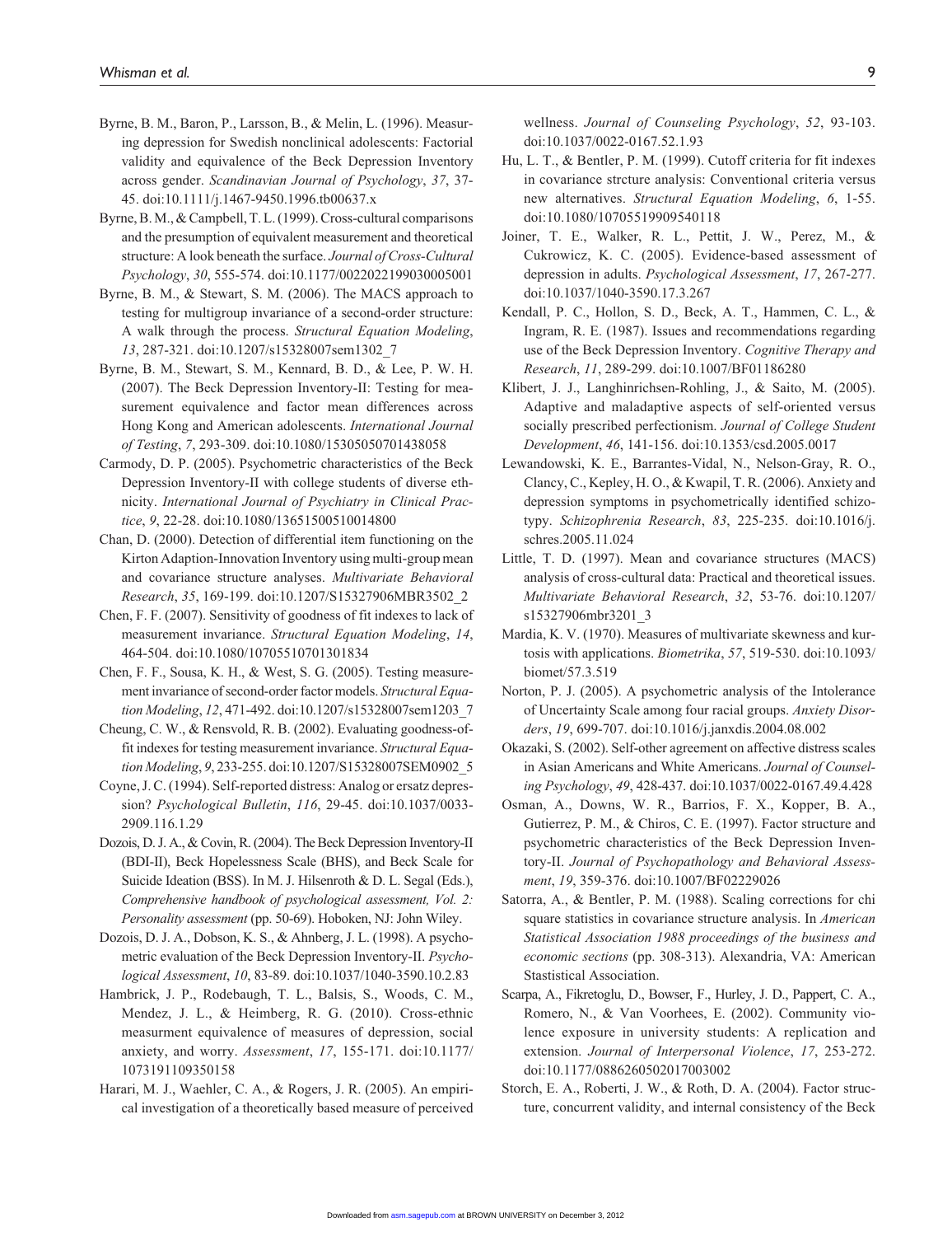Byrne, B. M., Baron, P., Larsson, B., & Melin, L. (1996). Measuring depression for Swedish nonclinical adolescents: Factorial validity and equivalence of the Beck Depression Inventory across gender. *Scandinavian Journal of Psychology*, *37*, 37-45. doi:10.1111/j.1467-9450.1996.tb00637.x

Byrne, B. M., & Campbell, T. L. (1999). Cross-cultural comparisons and the presumption of equivalent measurement and theoretical structure: A look beneath the surface. *Journal of Cross-Cultural Psychology*, *30*, 555-574. doi:10.1177/0022022199030005001

Byrne, B. M., & Stewart, S. M. (2006). The MACS approach to testing for multigroup invariance of a second-order structure: A walk through the process. *Structural Equation Modeling*, *13*, 287-321. doi:10.1207/s15328007sem1302_7

Byrne, B. M., Stewart, S. M., Kennard, B. D., & Lee, P. W. H. (2007). The Beck Depression Inventory-II: Testing for measurement equivalence and factor mean differences across Hong Kong and American adolescents. *International Journal of Testing*, *7*, 293-309. doi:10.1080/15305050701438058

Carmody, D. P. (2005). Psychometric characteristics of the Beck Depression Inventory-II with college students of diverse ethnicity. *International Journal of Psychiatry in Clinical Practice*, *9*, 22-28. doi:10.1080/13651500510014800

Chan, D. (2000). Detection of differential item functioning on the Kirton Adaption-Innovation Inventory using multi-group mean and covariance structure analyses. *Multivariate Behavioral Research*, *35*, 169-199. doi:10.1207/S15327906MBR3502_2

Chen, F. F. (2007). Sensitivity of goodness of fit indexes to lack of measurement invariance. *Structural Equation Modeling*, *14*, 464-504. doi:10.1080/10705510701301834

Chen, F. F., Sousa, K. H., & West, S. G. (2005). Testing measurement invariance of second-order factor models. *Structural Equation Modeling*, *12*, 471-492. doi:10.1207/s15328007sem1203_7

Cheung, C. W., & Rensvold, R. B. (2002). Evaluating goodness-of-fit indexes for testing measurement invariance. *Structural Equation Modeling*, *9*, 233-255. doi:10.1207/S15328007SEM0902_5

Coyne, J. C. (1994). Self-reported distress: Analog or ersatz depression? *Psychological Bulletin*, *116*, 29-45. doi:10.1037/0033-2909.116.1.29

Dozois, D. J. A., & Covin, R. (2004). The Beck Depression Inventory-II (BDI-II), Beck Hopelessness Scale (BHS), and Beck Scale for Suicide Ideation (BSS). In M. J. Hilsenroth & D. L. Segal (Eds.), *Comprehensive handbook of psychological assessment, Vol. 2: Personality assessment* (pp. 50-69). Hoboken, NJ: John Wiley.

Dozois, D. J. A., Dobson, K. S., & Ahnberg, J. L. (1998). A psychometric evaluation of the Beck Depression Inventory-II. *Psychological Assessment*, *10*, 83-89. doi:10.1037/1040-3590.10.2.83

Hambrick, J. P., Rodebaugh, T. L., Balsis, S., Woods, C. M., Mendez, J. L., & Heimberg, R. G. (2010). Cross-ethnic measurment equivalence of measures of depression, social anxiety, and worry. *Assessment*, *17*, 155-171. doi:10.1177/1073191109350158

Harari, M. J., Waehler, C. A., & Rogers, J. R. (2005). An empirical investigation of a theoretically based measure of perceived wellness. *Journal of Counseling Psychology*, *52*, 93-103. doi:10.1037/0022-0167.52.1.93

Hu, L. T., & Bentler, P. M. (1999). Cutoff criteria for fit indexes in covariance strcture analysis: Conventional criteria versus new alternatives. *Structural Equation Modeling*, *6*, 1-55. doi:10.1080/10705519909540118

Joiner, T. E., Walker, R. L., Pettit, J. W., Perez, M., & Cukrowicz, K. C. (2005). Evidence-based assessment of depression in adults. *Psychological Assessment*, *17*, 267-277. doi:10.1037/1040-3590.17.3.267

Kendall, P. C., Hollon, S. D., Beck, A. T., Hammen, C. L., & Ingram, R. E. (1987). Issues and recommendations regarding use of the Beck Depression Inventory. *Cognitive Therapy and Research*, *11*, 289-299. doi:10.1007/BF01186280

Klibert, J. J., Langhinrichsen-Rohling, J., & Saito, M. (2005). Adaptive and maladaptive aspects of self-oriented versus socially prescribed perfectionism. *Journal of College Student Development*, *46*, 141-156. doi:10.1353/csd.2005.0017

Lewandowski, K. E., Barrantes-Vidal, N., Nelson-Gray, R. O., Clancy, C., Kepley, H. O., & Kwapil, T. R. (2006). Anxiety and depression symptoms in psychometrically identified schizotypy. *Schizophrenia Research*, *83*, 225-235. doi:10.1016/j.schres.2005.11.024

Little, T. D. (1997). Mean and covariance structures (MACS) analysis of cross-cultural data: Practical and theoretical issues. *Multivariate Behavioral Research*, *32*, 53-76. doi:10.1207/s15327906mbr3201_3

Mardia, K. V. (1970). Measures of multivariate skewness and kurtosis with applications. *Biometrika*, *57*, 519-530. doi:10.1093/biomet/57.3.519

Norton, P. J. (2005). A psychometric analysis of the Intolerance of Uncertainty Scale among four racial groups. *Anxiety Disorders*, *19*, 699-707. doi:10.1016/j.janxdis.2004.08.002

Okazaki, S. (2002). Self-other agreement on affective distress scales in Asian Americans and White Americans. *Journal of Counseling Psychology*, *49*, 428-437. doi:10.1037/0022-0167.49.4.428

Osman, A., Downs, W. R., Barrios, F. X., Kopper, B. A., Gutierrez, P. M., & Chiros, C. E. (1997). Factor structure and psychometric characteristics of the Beck Depression Inventory-II. *Journal of Psychopathology and Behavioral Assessment*, *19*, 359-376. doi:10.1007/BF02229026

Satorra, A., & Bentler, P. M. (1988). Scaling corrections for chi square statistics in covariance structure analysis. In *American Statistical Association 1988 proceedings of the business and economic sections* (pp. 308-313). Alexandria, VA: American Stastistical Association.

Scarpa, A., Fikretoglu, D., Bowser, F., Hurley, J. D., Pappert, C. A., Romero, N., & Van Voorhees, E. (2002). Community violence exposure in university students: A replication and extension. *Journal of Interpersonal Violence*, *17*, 253-272. doi:10.1177/0886260502017003002

Storch, E. A., Roberti, J. W., & Roth, D. A. (2004). Factor structure, concurrent validity, and internal consistency of the Beck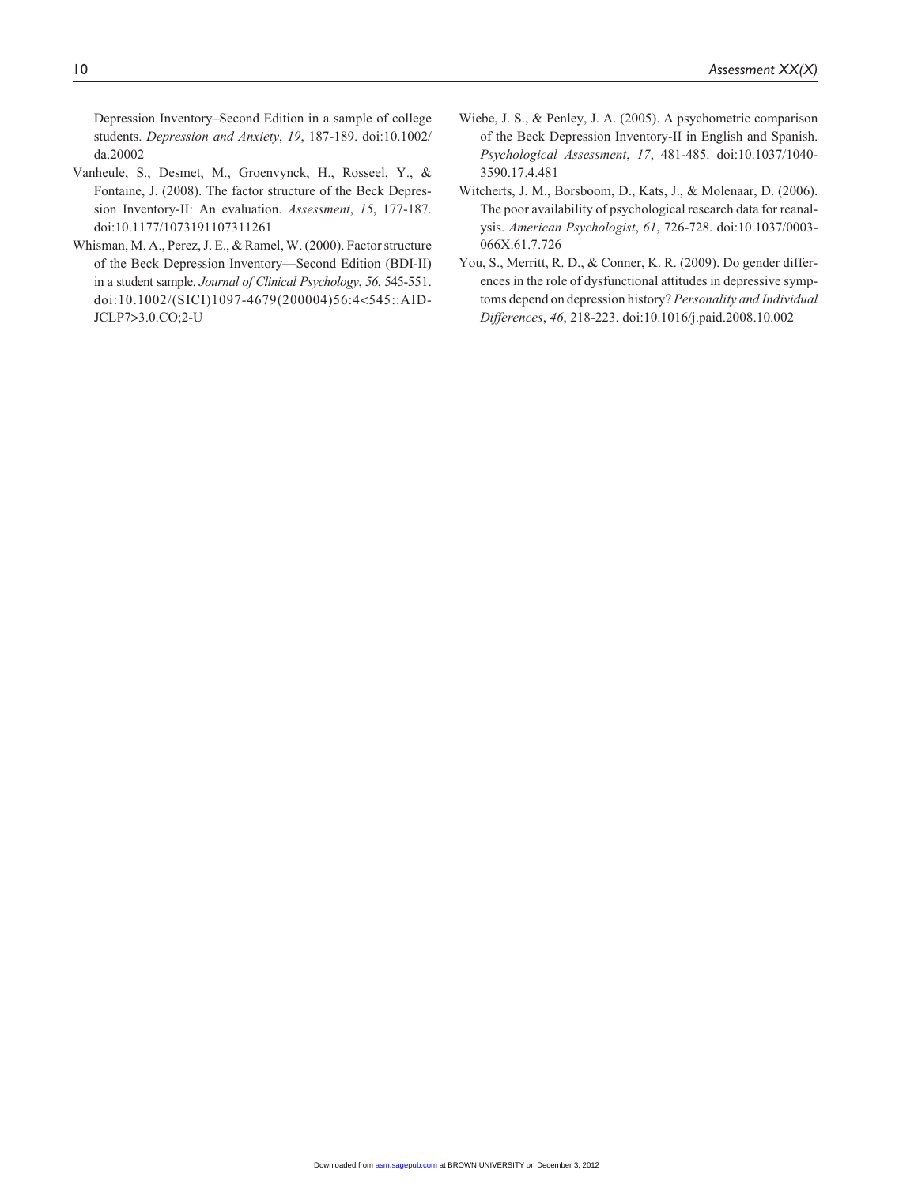Depression Inventory–Second Edition in a sample of college students. *Depression and Anxiety*, *19*, 187-189. doi:10.1002/da.20002

Vanheule, S., Desmet, M., Groenvynck, H., Rosseel, Y., & Fontaine, J. (2008). The factor structure of the Beck Depression Inventory-II: An evaluation. *Assessment*, *15*, 177-187. doi:10.1177/1073191107311261

Whisman, M. A., Perez, J. E., & Ramel, W. (2000). Factor structure of the Beck Depression Inventory—Second Edition (BDI-II) in a student sample. *Journal of Clinical Psychology*, *56*, 545-551. doi:10.1002/(SICI)1097-4679(200004)56:4<545::AID-JCLP7>3.0.CO;2-U

Wiebe, J. S., & Penley, J. A. (2005). A psychometric comparison of the Beck Depression Inventory-II in English and Spanish. *Psychological Assessment*, *17*, 481-485. doi:10.1037/1040-3590.17.4.481

Witcherts, J. M., Borsboom, D., Kats, J., & Molenaar, D. (2006). The poor availability of psychological research data for reanalysis. *American Psychologist*, *61*, 726-728. doi:10.1037/0003-066X.61.7.726

You, S., Merritt, R. D., & Conner, K. R. (2009). Do gender differences in the role of dysfunctional attitudes in depressive symptoms depend on depression history? *Personality and Individual Differences*, *46*, 218-223. doi:10.1016/j.paid.2008.10.002